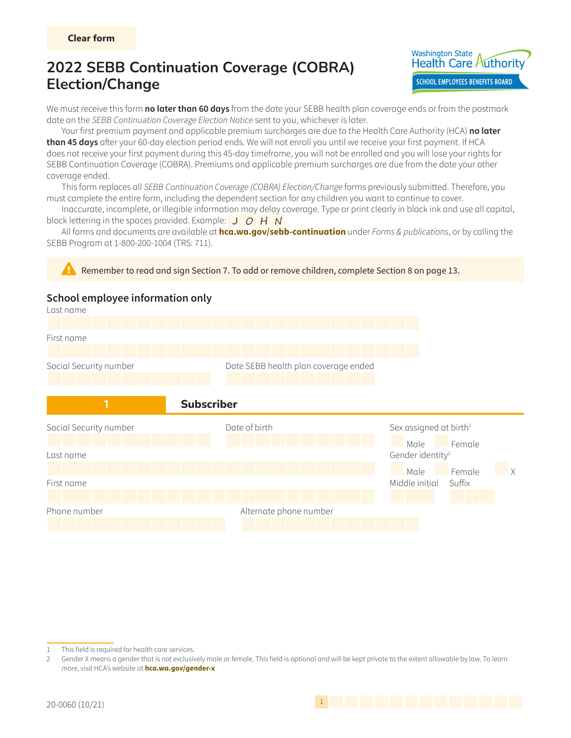Clear form

# 2022 SEBB Continuation Coverage (COBRA) Election/Change

Washington State Health Care Authority
SCHOOL EMPLOYEES BENEFITS BOARD

We must receive this form **no later than 60 days** from the date your SEBB health plan coverage ends or from the postmark date on the *SEBB Continuation Coverage Election Notice* sent to you, whichever is later.

Your first premium payment and applicable premium surcharges are due to the Health Care Authority (HCA) **no later than 45 days** after your 60-day election period ends. We will not enroll you until we receive your first payment. If HCA does not receive your first payment during this 45-day timeframe, you will not be enrolled and you will lose your rights for SEBB Continuation Coverage (COBRA). Premiums and applicable premium surcharges are due from the date your other coverage ended.

This form replaces all *SEBB Continuation Coverage (COBRA) Election/Change* forms previously submitted. Therefore, you must complete the entire form, including the dependent section for any children you want to continue to cover.

Inaccurate, incomplete, or illegible information may delay coverage. Type or print clearly in black ink and use all capital, block lettering in the spaces provided. Example: J O H N

All forms and documents are available at **hca.wa.gov/sebb-continuation** under *Forms & publications*, or by calling the SEBB Program at 1-800-200-1004 (TRS: 711).

Remember to read and sign Section 7. To add or remove children, complete Section 8 on page 13.

## School employee information only

Last name

First name

Social Security number

Date SEBB health plan coverage ended

## 1 Subscriber

Social Security number

Date of birth

Sex assigned at birth[1]
Male
Female

Last name

Gender identity[2]
Male
Female
X

First name

Middle initial

Suffix

Phone number

Alternate phone number

1 This field is required for health care services.

2 Gender X means a gender that is not exclusively male or female. This field is optional and will be kept private to the extent allowable by law. To learn more, visit HCA's website at **hca.wa.gov/gender-x**

20-0060 (10/21)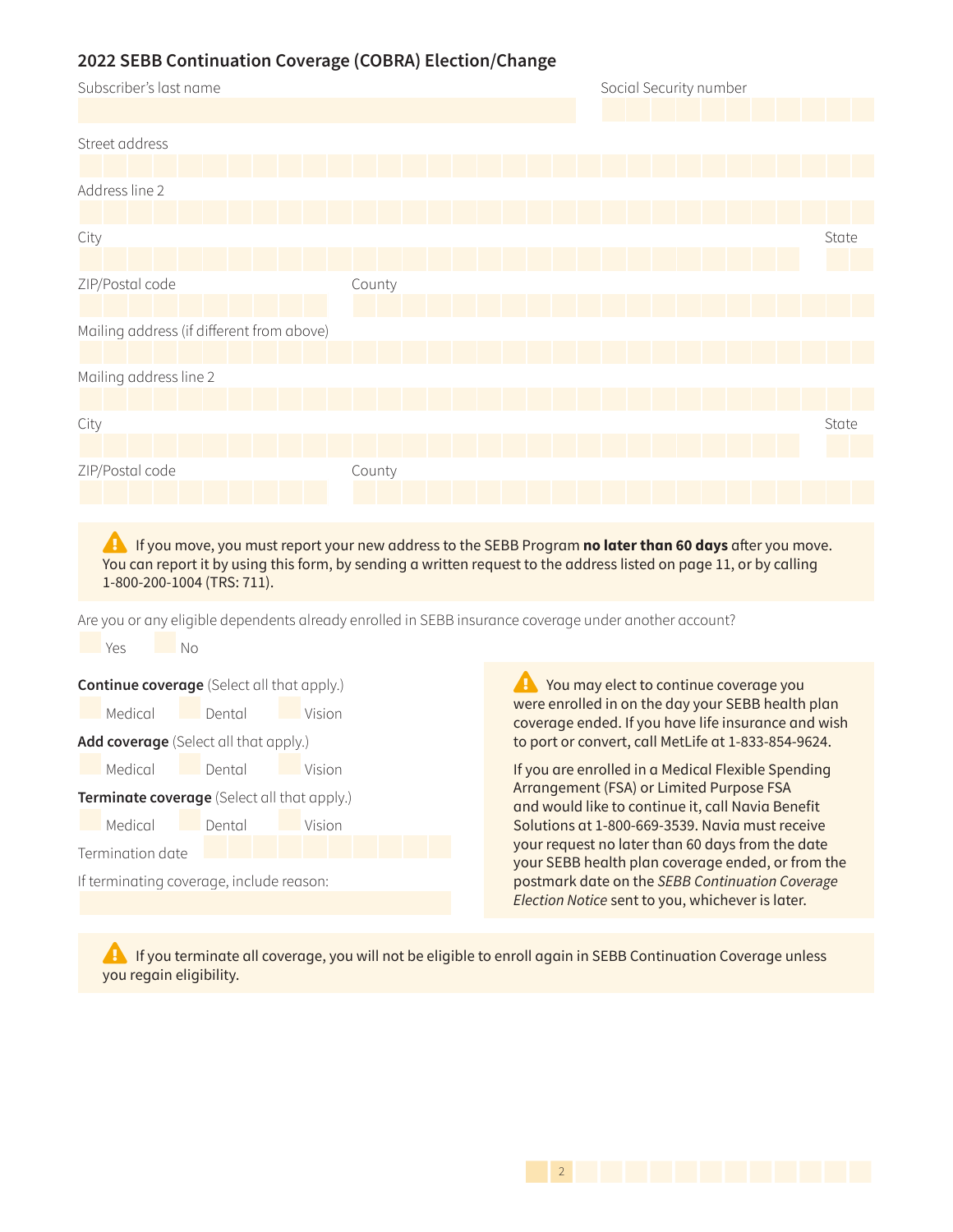## 2022 SEBB Continuation Coverage (COBRA) Election/Change

Subscriber's last name

Social Security number

Street address

Address line 2

City

State

ZIP/Postal code

County

Mailing address (if different from above)

Mailing address line 2

City

State

ZIP/Postal code

County

⚠ If you move, you must report your new address to the SEBB Program **no later than 60 days** after you move. You can report it by using this form, by sending a written request to the address listed on page 11, or by calling 1-800-200-1004 (TRS: 711).

Are you or any eligible dependents already enrolled in SEBB insurance coverage under another account?

☐ Yes ☐ No

**Continue coverage** (Select all that apply.)

☐ Medical ☐ Dental ☐ Vision

**Add coverage** (Select all that apply.)

☐ Medical ☐ Dental ☐ Vision

**Terminate coverage** (Select all that apply.)

☐ Medical ☐ Dental ☐ Vision

Termination date

If terminating coverage, include reason:

⚠ You may elect to continue coverage you were enrolled in on the day your SEBB health plan coverage ended. If you have life insurance and wish to port or convert, call MetLife at 1-833-854-9624.

If you are enrolled in a Medical Flexible Spending Arrangement (FSA) or Limited Purpose FSA and would like to continue it, call Navia Benefit Solutions at 1-800-669-3539. Navia must receive your request no later than 60 days from the date your SEBB health plan coverage ended, or from the postmark date on the *SEBB Continuation Coverage Election Notice* sent to you, whichever is later.

⚠ If you terminate all coverage, you will not be eligible to enroll again in SEBB Continuation Coverage unless you regain eligibility.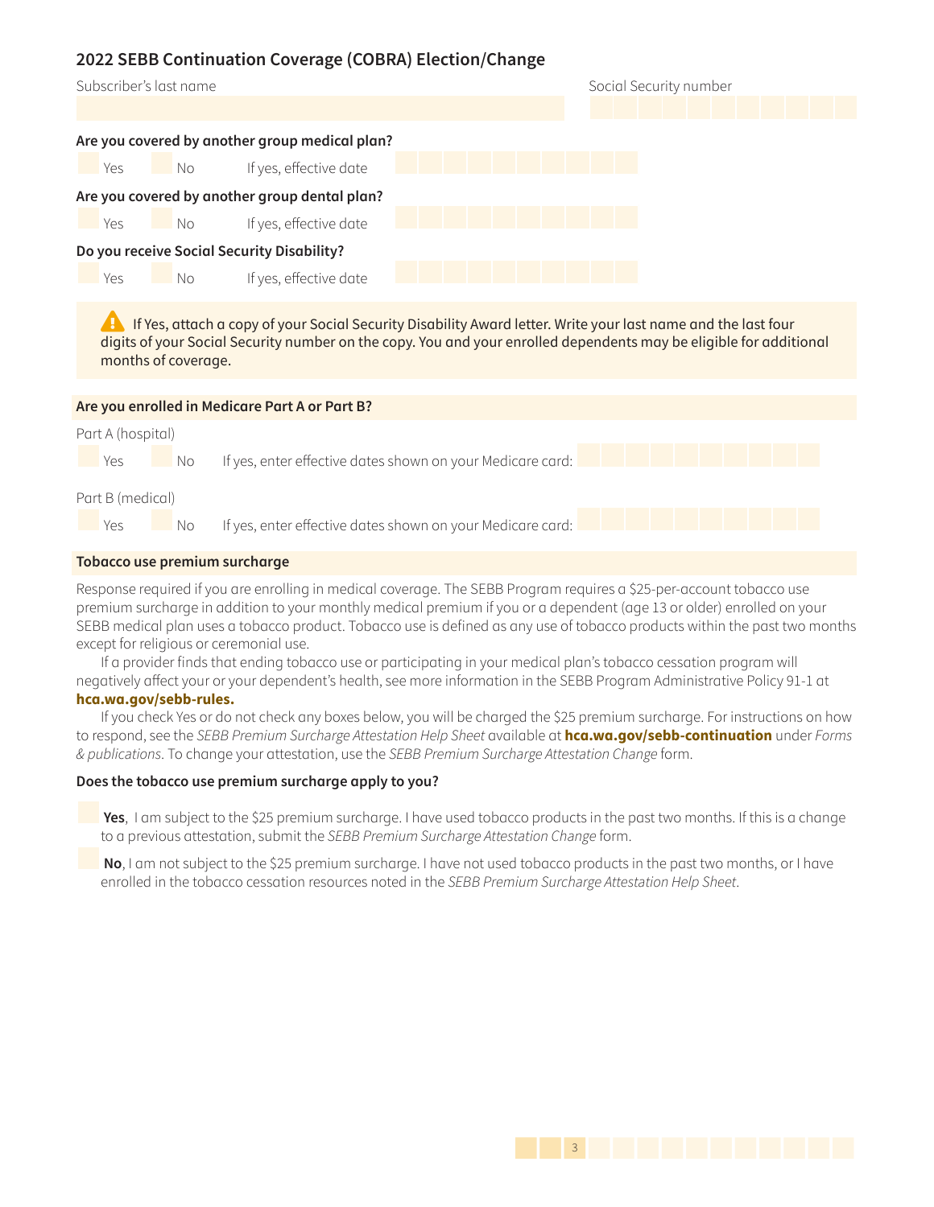## 2022 SEBB Continuation Coverage (COBRA) Election/Change

Subscriber's last name

Social Security number

**Are you covered by another group medical plan?**

☐ Yes ☐ No If yes, effective date

**Are you covered by another group dental plan?**

☐ Yes ☐ No If yes, effective date

**Do you receive Social Security Disability?**

☐ Yes ☐ No If yes, effective date

⚠ If Yes, attach a copy of your Social Security Disability Award letter. Write your last name and the last four digits of your Social Security number on the copy. You and your enrolled dependents may be eligible for additional months of coverage.

**Are you enrolled in Medicare Part A or Part B?**

Part A (hospital)

☐ Yes ☐ No If yes, enter effective dates shown on your Medicare card:

Part B (medical)

☐ Yes ☐ No If yes, enter effective dates shown on your Medicare card:

**Tobacco use premium surcharge**

Response required if you are enrolling in medical coverage. The SEBB Program requires a $25-per-account tobacco use premium surcharge in addition to your monthly medical premium if you or a dependent (age 13 or older) enrolled on your SEBB medical plan uses a tobacco product. Tobacco use is defined as any use of tobacco products within the past two months except for religious or ceremonial use.

If a provider finds that ending tobacco use or participating in your medical plan's tobacco cessation program will negatively affect your or your dependent's health, see more information in the SEBB Program Administrative Policy 91-1 at **hca.wa.gov/sebb-rules.**

If you check Yes or do not check any boxes below, you will be charged the $25 premium surcharge. For instructions on how to respond, see the *SEBB Premium Surcharge Attestation Help Sheet* available at **hca.wa.gov/sebb-continuation** under *Forms & publications*. To change your attestation, use the *SEBB Premium Surcharge Attestation Change* form.

**Does the tobacco use premium surcharge apply to you?**

☐ **Yes**, I am subject to the $25 premium surcharge. I have used tobacco products in the past two months. If this is a change to a previous attestation, submit the *SEBB Premium Surcharge Attestation Change* form.

☐ **No**, I am not subject to the $25 premium surcharge. I have not used tobacco products in the past two months, or I have enrolled in the tobacco cessation resources noted in the *SEBB Premium Surcharge Attestation Help Sheet*.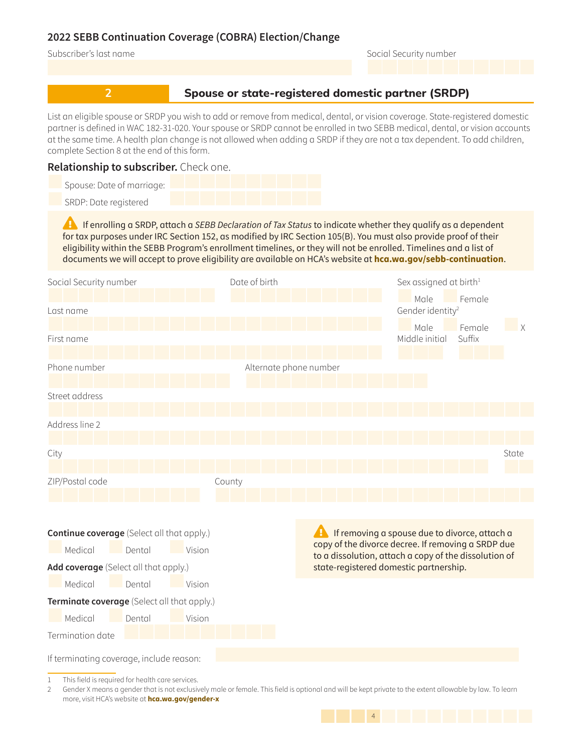## 2022 SEBB Continuation Coverage (COBRA) Election/Change

Subscriber's last name

Social Security number

## 2 Spouse or state-registered domestic partner (SRDP)

List an eligible spouse or SRDP you wish to add or remove from medical, dental, or vision coverage. State-registered domestic partner is defined in WAC 182-31-020. Your spouse or SRDP cannot be enrolled in two SEBB medical, dental, or vision accounts at the same time. A health plan change is not allowed when adding a SRDP if they are not a tax dependent. To add children, complete Section 8 at the end of this form.

**Relationship to subscriber.** Check one.

- Spouse: Date of marriage:
- SRDP: Date registered

⚠ If enrolling a SRDP, attach a *SEBB Declaration of Tax Status* to indicate whether they qualify as a dependent for tax purposes under IRC Section 152, as modified by IRC Section 105(B). You must also provide proof of their eligibility within the SEBB Program's enrollment timelines, or they will not be enrolled. Timelines and a list of documents we will accept to prove eligibility are available on HCA's website at **hca.wa.gov/sebb-continuation**.

Social Security number

Date of birth

Sex assigned at birth[1]
- Male
- Female

Last name

Gender identity[2]
- Male
- Female
- X

First name

Middle initial

Suffix

Phone number

Alternate phone number

Street address

Address line 2

City

State

ZIP/Postal code

County

**Continue coverage** (Select all that apply.)
- Medical
- Dental
- Vision

**Add coverage** (Select all that apply.)
- Medical
- Dental
- Vision

**Terminate coverage** (Select all that apply.)
- Medical
- Dental
- Vision

Termination date

If terminating coverage, include reason:

⚠ If removing a spouse due to divorce, attach a copy of the divorce decree. If removing a SRDP due to a dissolution, attach a copy of the dissolution of state-registered domestic partnership.

1 This field is required for health care services.

2 Gender X means a gender that is not exclusively male or female. This field is optional and will be kept private to the extent allowable by law. To learn more, visit HCA's website at **hca.wa.gov/gender-x**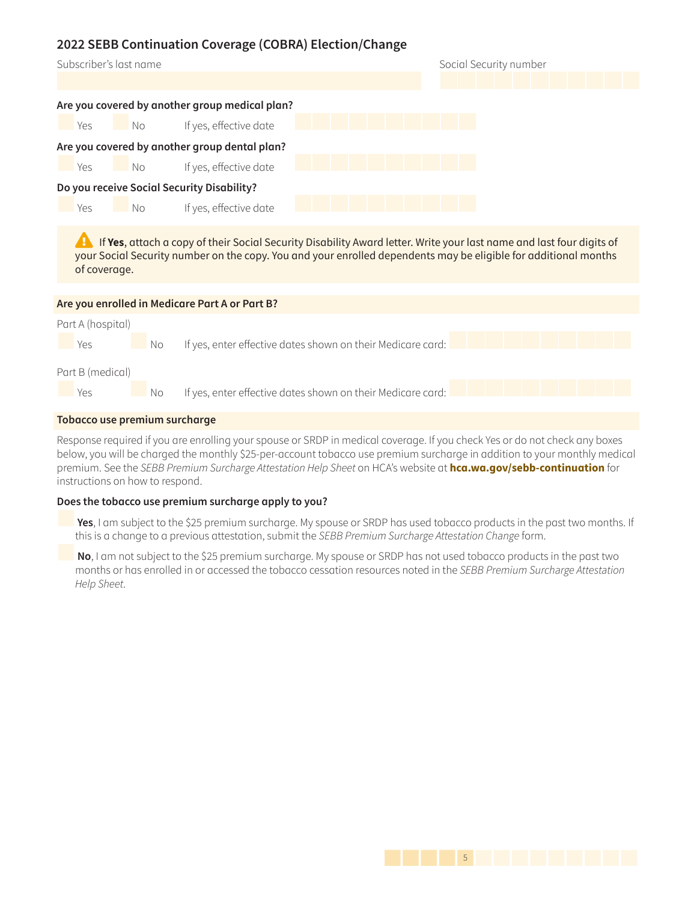## 2022 SEBB Continuation Coverage (COBRA) Election/Change

Subscriber's last name

Social Security number

**Are you covered by another group medical plan?**

☐ Yes ☐ No If yes, effective date

**Are you covered by another group dental plan?**

☐ Yes ☐ No If yes, effective date

**Do you receive Social Security Disability?**

☐ Yes ☐ No If yes, effective date

⚠ If **Yes**, attach a copy of their Social Security Disability Award letter. Write your last name and last four digits of your Social Security number on the copy. You and your enrolled dependents may be eligible for additional months of coverage.

**Are you enrolled in Medicare Part A or Part B?**

Part A (hospital)

☐ Yes ☐ No If yes, enter effective dates shown on their Medicare card:

Part B (medical)

☐ Yes ☐ No If yes, enter effective dates shown on their Medicare card:

**Tobacco use premium surcharge**

Response required if you are enrolling your spouse or SRDP in medical coverage. If you check Yes or do not check any boxes below, you will be charged the monthly $25-per-account tobacco use premium surcharge in addition to your monthly medical premium. See the *SEBB Premium Surcharge Attestation Help Sheet* on HCA's website at **hca.wa.gov/sebb-continuation** for instructions on how to respond.

**Does the tobacco use premium surcharge apply to you?**

☐ **Yes**, I am subject to the $25 premium surcharge. My spouse or SRDP has used tobacco products in the past two months. If this is a change to a previous attestation, submit the *SEBB Premium Surcharge Attestation Change* form.

☐ **No**, I am not subject to the $25 premium surcharge. My spouse or SRDP has not used tobacco products in the past two months or has enrolled in or accessed the tobacco cessation resources noted in the *SEBB Premium Surcharge Attestation Help Sheet*.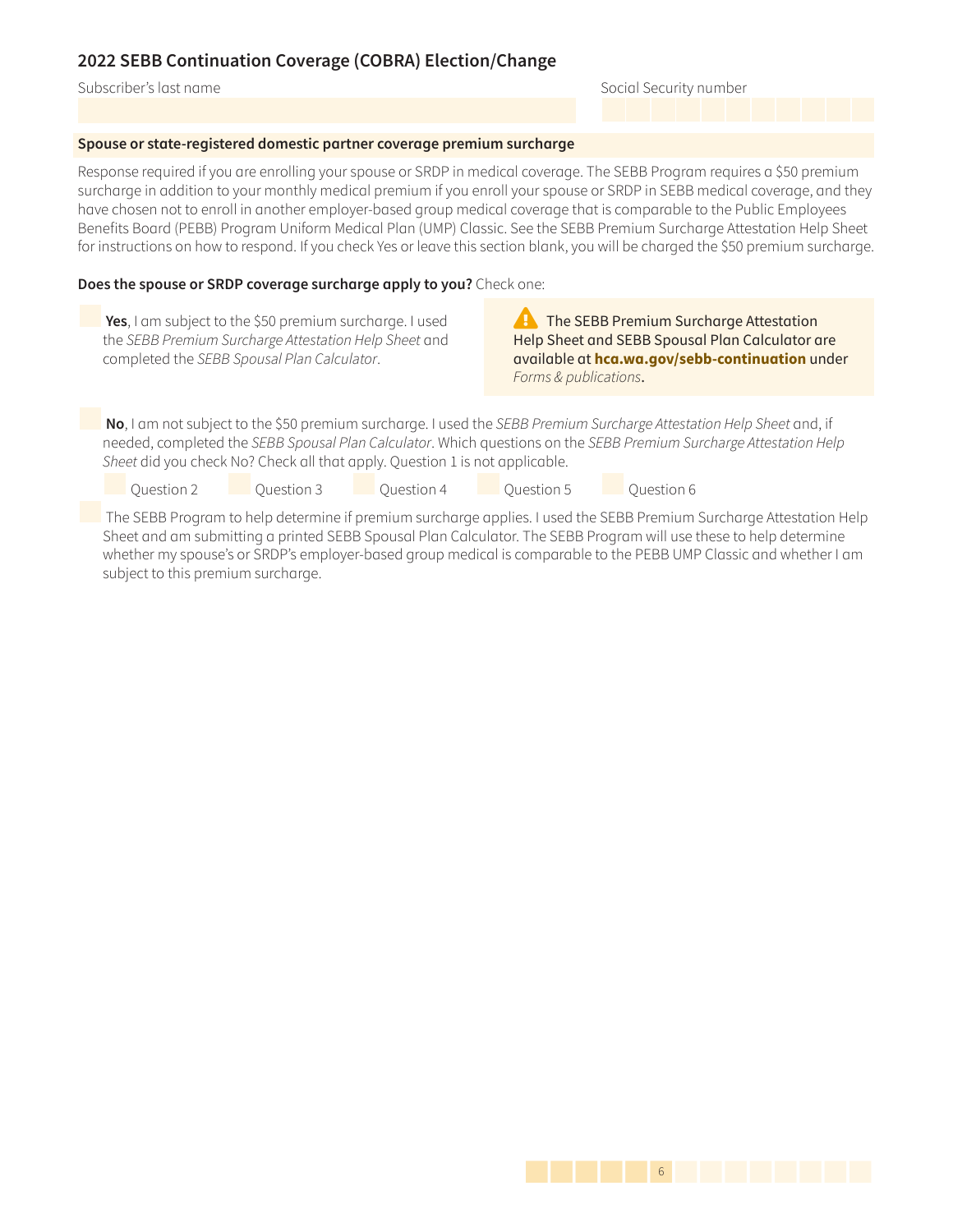## 2022 SEBB Continuation Coverage (COBRA) Election/Change

Subscriber's last name

Social Security number

**Spouse or state-registered domestic partner coverage premium surcharge**

Response required if you are enrolling your spouse or SRDP in medical coverage. The SEBB Program requires a $50 premium surcharge in addition to your monthly medical premium if you enroll your spouse or SRDP in SEBB medical coverage, and they have chosen not to enroll in another employer-based group medical coverage that is comparable to the Public Employees Benefits Board (PEBB) Program Uniform Medical Plan (UMP) Classic. See the SEBB Premium Surcharge Attestation Help Sheet for instructions on how to respond. If you check Yes or leave this section blank, you will be charged the $50 premium surcharge.

**Does the spouse or SRDP coverage surcharge apply to you?** Check one:

- **Yes**, I am subject to the $50 premium surcharge. I used the *SEBB Premium Surcharge Attestation Help Sheet* and completed the *SEBB Spousal Plan Calculator*.

> The SEBB Premium Surcharge Attestation Help Sheet and SEBB Spousal Plan Calculator are available at **hca.wa.gov/sebb-continuation** under *Forms & publications*.

- **No**, I am not subject to the $50 premium surcharge. I used the *SEBB Premium Surcharge Attestation Help Sheet* and, if needed, completed the *SEBB Spousal Plan Calculator*. Which questions on the *SEBB Premium Surcharge Attestation Help Sheet* did you check No? Check all that apply. Question 1 is not applicable.
  - Question 2
  - Question 3
  - Question 4
  - Question 5
  - Question 6

- The SEBB Program to help determine if premium surcharge applies. I used the SEBB Premium Surcharge Attestation Help Sheet and am submitting a printed SEBB Spousal Plan Calculator. The SEBB Program will use these to help determine whether my spouse's or SRDP's employer-based group medical is comparable to the PEBB UMP Classic and whether I am subject to this premium surcharge.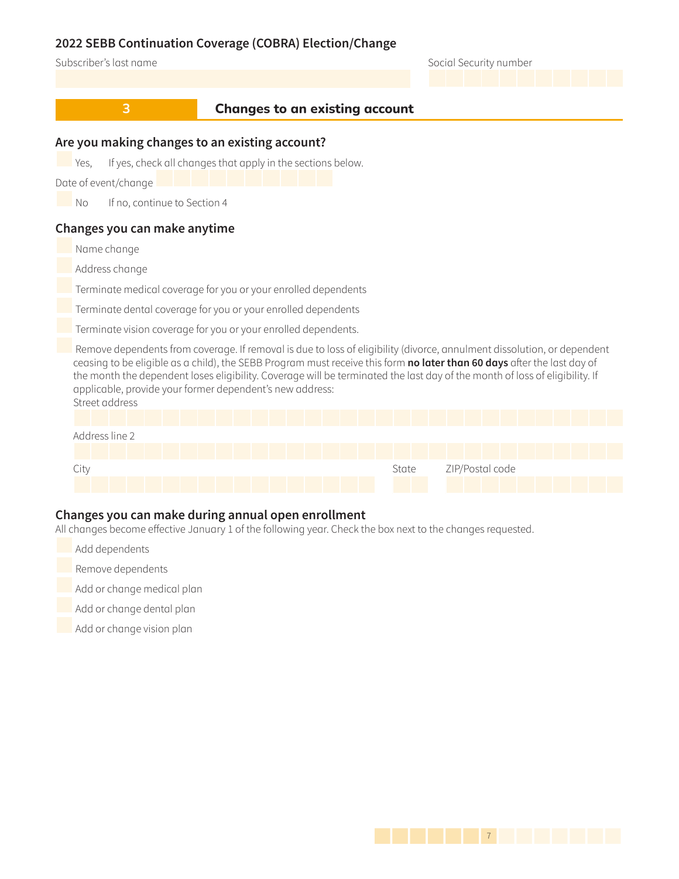## 2022 SEBB Continuation Coverage (COBRA) Election/Change

Subscriber's last name

Social Security number

## 3 Changes to an existing account

### Are you making changes to an existing account?

☐ Yes, If yes, check all changes that apply in the sections below.

Date of event/change

☐ No If no, continue to Section 4

### Changes you can make anytime

☐ Name change

☐ Address change

☐ Terminate medical coverage for you or your enrolled dependents

☐ Terminate dental coverage for you or your enrolled dependents

☐ Terminate vision coverage for you or your enrolled dependents.

☐ Remove dependents from coverage. If removal is due to loss of eligibility (divorce, annulment dissolution, or dependent ceasing to be eligible as a child), the SEBB Program must receive this form **no later than 60 days** after the last day of the month the dependent loses eligibility. Coverage will be terminated the last day of the month of loss of eligibility. If applicable, provide your former dependent's new address:

Street address

Address line 2

City

State

ZIP/Postal code

### Changes you can make during annual open enrollment

All changes become effective January 1 of the following year. Check the box next to the changes requested.

☐ Add dependents

☐ Remove dependents

☐ Add or change medical plan

☐ Add or change dental plan

☐ Add or change vision plan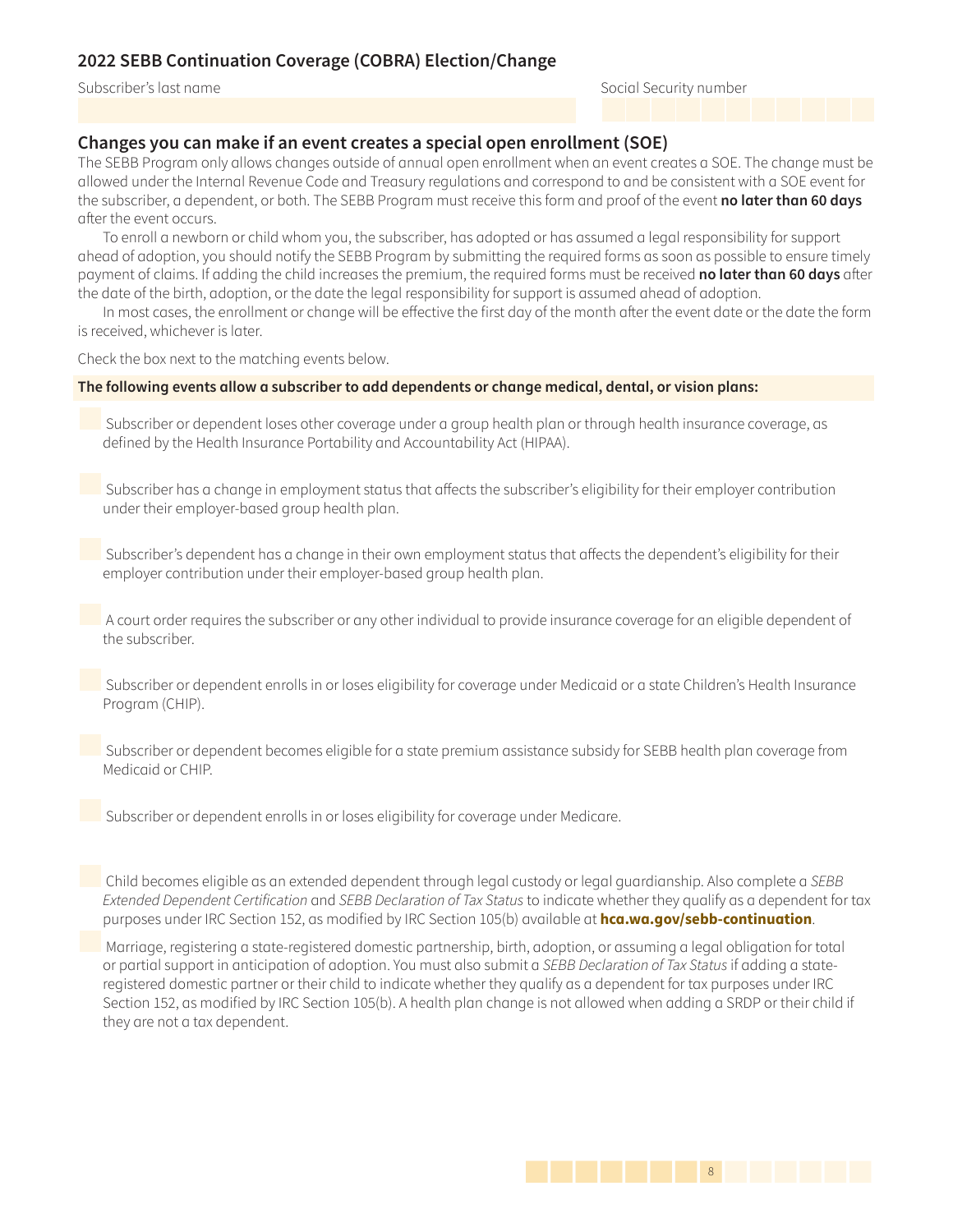## 2022 SEBB Continuation Coverage (COBRA) Election/Change

Subscriber's last name

Social Security number

### Changes you can make if an event creates a special open enrollment (SOE)

The SEBB Program only allows changes outside of annual open enrollment when an event creates a SOE. The change must be allowed under the Internal Revenue Code and Treasury regulations and correspond to and be consistent with a SOE event for the subscriber, a dependent, or both. The SEBB Program must receive this form and proof of the event **no later than 60 days** after the event occurs.

To enroll a newborn or child whom you, the subscriber, has adopted or has assumed a legal responsibility for support ahead of adoption, you should notify the SEBB Program by submitting the required forms as soon as possible to ensure timely payment of claims. If adding the child increases the premium, the required forms must be received **no later than 60 days** after the date of the birth, adoption, or the date the legal responsibility for support is assumed ahead of adoption.

In most cases, the enrollment or change will be effective the first day of the month after the event date or the date the form is received, whichever is later.

Check the box next to the matching events below.

**The following events allow a subscriber to add dependents or change medical, dental, or vision plans:**

- ☐ Subscriber or dependent loses other coverage under a group health plan or through health insurance coverage, as defined by the Health Insurance Portability and Accountability Act (HIPAA).
- ☐ Subscriber has a change in employment status that affects the subscriber's eligibility for their employer contribution under their employer-based group health plan.
- ☐ Subscriber's dependent has a change in their own employment status that affects the dependent's eligibility for their employer contribution under their employer-based group health plan.
- ☐ A court order requires the subscriber or any other individual to provide insurance coverage for an eligible dependent of the subscriber.
- ☐ Subscriber or dependent enrolls in or loses eligibility for coverage under Medicaid or a state Children's Health Insurance Program (CHIP).
- ☐ Subscriber or dependent becomes eligible for a state premium assistance subsidy for SEBB health plan coverage from Medicaid or CHIP.
- ☐ Subscriber or dependent enrolls in or loses eligibility for coverage under Medicare.
- ☐ Child becomes eligible as an extended dependent through legal custody or legal guardianship. Also complete a *SEBB Extended Dependent Certification* and *SEBB Declaration of Tax Status* to indicate whether they qualify as a dependent for tax purposes under IRC Section 152, as modified by IRC Section 105(b) available at **hca.wa.gov/sebb-continuation**.
- ☐ Marriage, registering a state-registered domestic partnership, birth, adoption, or assuming a legal obligation for total or partial support in anticipation of adoption. You must also submit a *SEBB Declaration of Tax Status* if adding a state-registered domestic partner or their child to indicate whether they qualify as a dependent for tax purposes under IRC Section 152, as modified by IRC Section 105(b). A health plan change is not allowed when adding a SRDP or their child if they are not a tax dependent.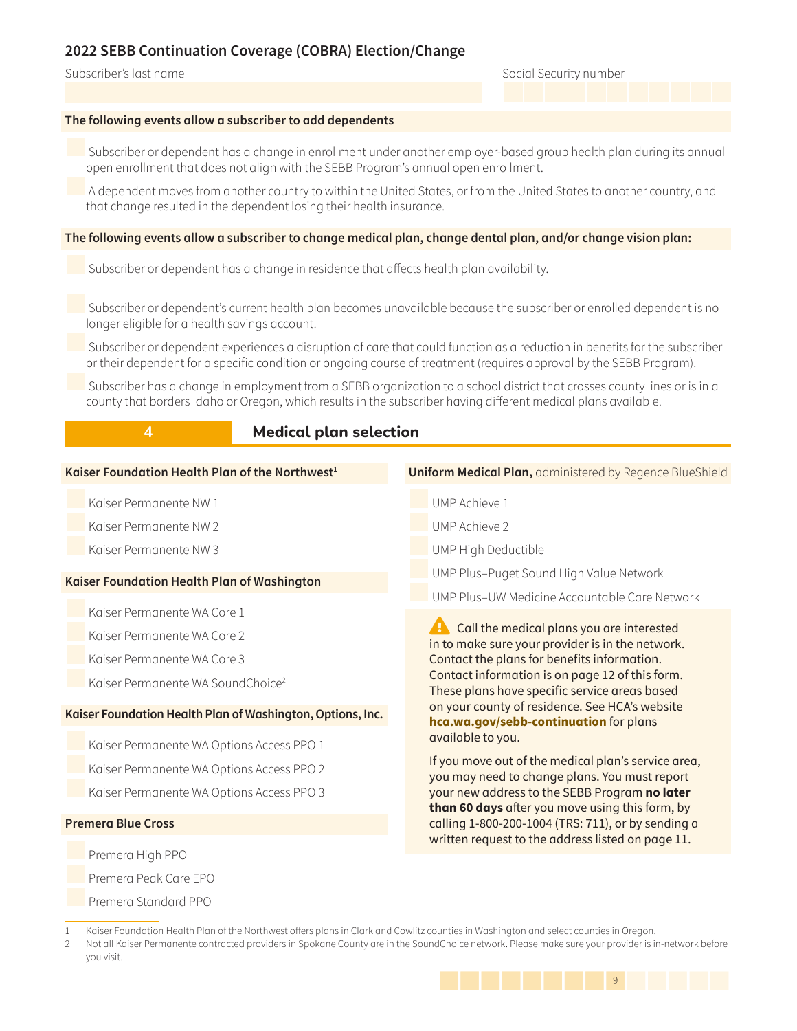## 2022 SEBB Continuation Coverage (COBRA) Election/Change

Subscriber's last name

Social Security number

**The following events allow a subscriber to add dependents**

- Subscriber or dependent has a change in enrollment under another employer-based group health plan during its annual open enrollment that does not align with the SEBB Program's annual open enrollment.
- A dependent moves from another country to within the United States, or from the United States to another country, and that change resulted in the dependent losing their health insurance.

**The following events allow a subscriber to change medical plan, change dental plan, and/or change vision plan:**

- Subscriber or dependent has a change in residence that affects health plan availability.
- Subscriber or dependent's current health plan becomes unavailable because the subscriber or enrolled dependent is no longer eligible for a health savings account.
- Subscriber or dependent experiences a disruption of care that could function as a reduction in benefits for the subscriber or their dependent for a specific condition or ongoing course of treatment (requires approval by the SEBB Program).
- Subscriber has a change in employment from a SEBB organization to a school district that crosses county lines or is in a county that borders Idaho or Oregon, which results in the subscriber having different medical plans available.

## 4 Medical plan selection

**Kaiser Foundation Health Plan of the Northwest**[1]

- Kaiser Permanente NW 1
- Kaiser Permanente NW 2
- Kaiser Permanente NW 3

**Kaiser Foundation Health Plan of Washington**

- Kaiser Permanente WA Core 1
- Kaiser Permanente WA Core 2
- Kaiser Permanente WA Core 3
- Kaiser Permanente WA SoundChoice[2]

**Kaiser Foundation Health Plan of Washington, Options, Inc.**

- Kaiser Permanente WA Options Access PPO 1
- Kaiser Permanente WA Options Access PPO 2
- Kaiser Permanente WA Options Access PPO 3

**Premera Blue Cross**

- Premera High PPO
- Premera Peak Care EPO
- Premera Standard PPO

**Uniform Medical Plan,** administered by Regence BlueShield

- UMP Achieve 1
- UMP Achieve 2
- UMP High Deductible
- UMP Plus–Puget Sound High Value Network
- UMP Plus–UW Medicine Accountable Care Network

Call the medical plans you are interested in to make sure your provider is in the network. Contact the plans for benefits information. Contact information is on page 12 of this form. These plans have specific service areas based on your county of residence. See HCA's website **hca.wa.gov/sebb-continuation** for plans available to you.

If you move out of the medical plan's service area, you may need to change plans. You must report your new address to the SEBB Program **no later than 60 days** after you move using this form, by calling 1-800-200-1004 (TRS: 711), or by sending a written request to the address listed on page 11.

1 Kaiser Foundation Health Plan of the Northwest offers plans in Clark and Cowlitz counties in Washington and select counties in Oregon.

2 Not all Kaiser Permanente contracted providers in Spokane County are in the SoundChoice network. Please make sure your provider is in-network before you visit.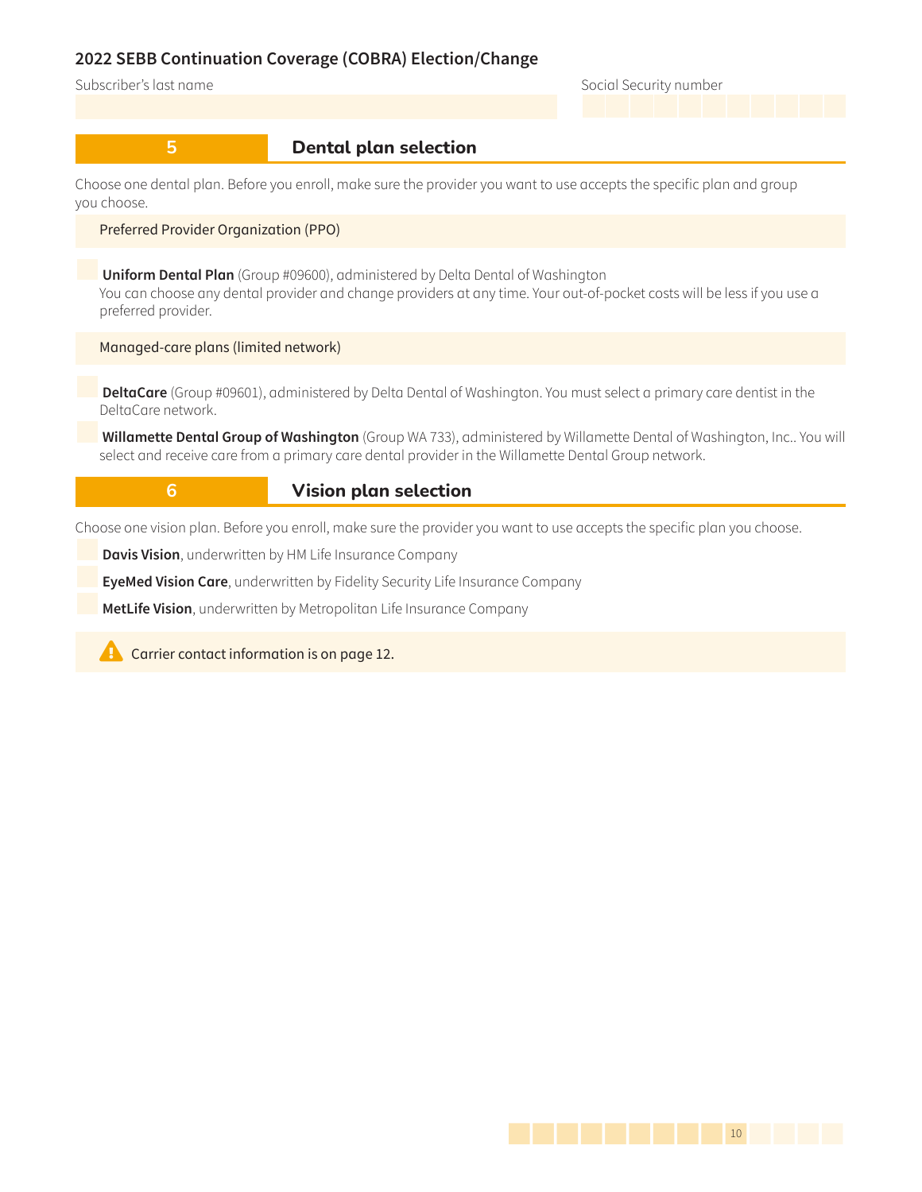## 2022 SEBB Continuation Coverage (COBRA) Election/Change

Subscriber's last name

Social Security number

## 5 Dental plan selection

Choose one dental plan. Before you enroll, make sure the provider you want to use accepts the specific plan and group you choose.

**Preferred Provider Organization (PPO)**

- ☐ **Uniform Dental Plan** (Group #09600), administered by Delta Dental of Washington
  You can choose any dental provider and change providers at any time. Your out-of-pocket costs will be less if you use a preferred provider.

**Managed-care plans (limited network)**

- ☐ **DeltaCare** (Group #09601), administered by Delta Dental of Washington. You must select a primary care dentist in the DeltaCare network.
- ☐ **Willamette Dental Group of Washington** (Group WA 733), administered by Willamette Dental of Washington, Inc.. You will select and receive care from a primary care dental provider in the Willamette Dental Group network.

## 6 Vision plan selection

Choose one vision plan. Before you enroll, make sure the provider you want to use accepts the specific plan you choose.

- ☐ **Davis Vision**, underwritten by HM Life Insurance Company
- ☐ **EyeMed Vision Care**, underwritten by Fidelity Security Life Insurance Company
- ☐ **MetLife Vision**, underwritten by Metropolitan Life Insurance Company

⚠ Carrier contact information is on page 12.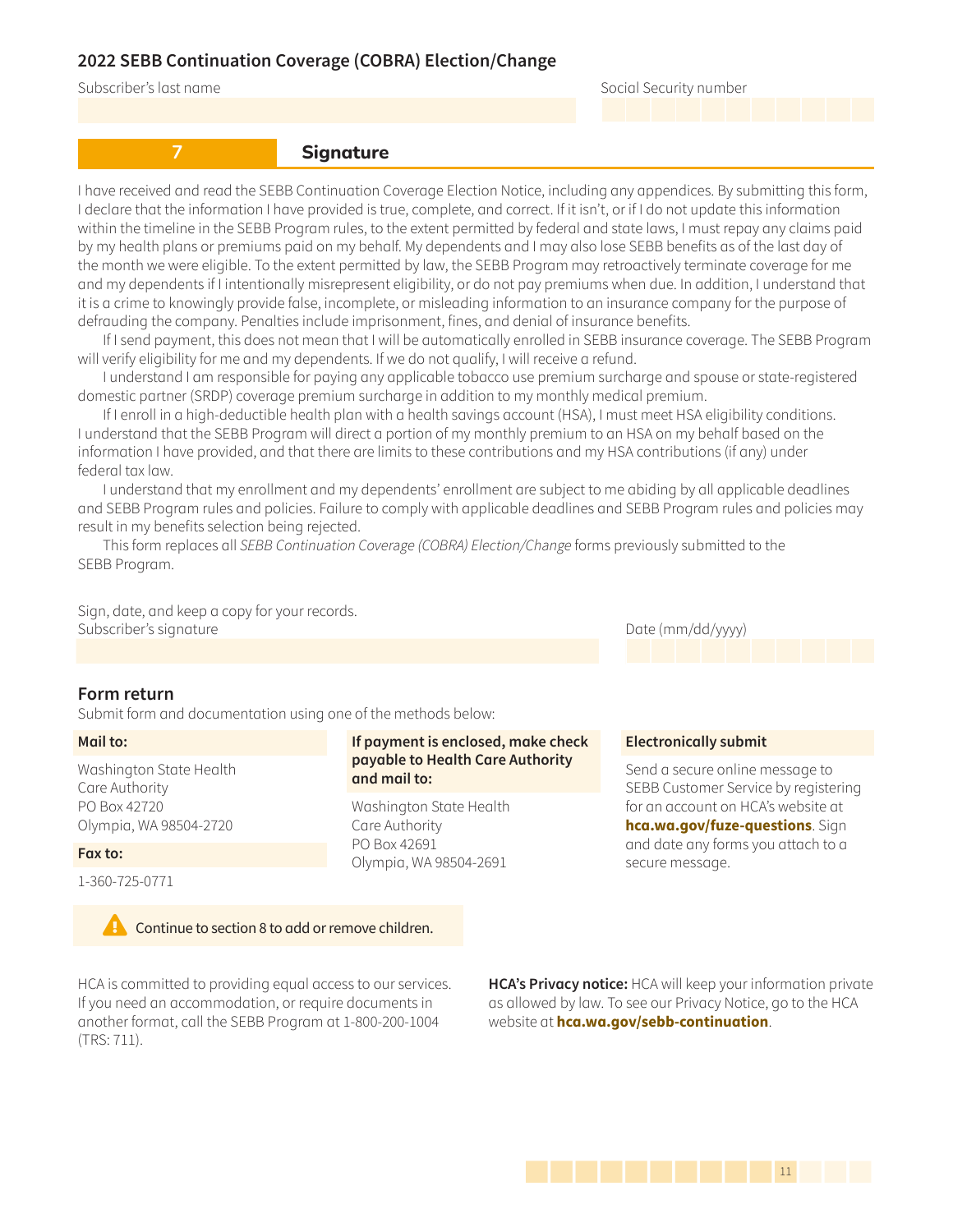## 2022 SEBB Continuation Coverage (COBRA) Election/Change

Subscriber's last name

Social Security number

### 7 Signature

I have received and read the SEBB Continuation Coverage Election Notice, including any appendices. By submitting this form, I declare that the information I have provided is true, complete, and correct. If it isn't, or if I do not update this information within the timeline in the SEBB Program rules, to the extent permitted by federal and state laws, I must repay any claims paid by my health plans or premiums paid on my behalf. My dependents and I may also lose SEBB benefits as of the last day of the month we were eligible. To the extent permitted by law, the SEBB Program may retroactively terminate coverage for me and my dependents if I intentionally misrepresent eligibility, or do not pay premiums when due. In addition, I understand that it is a crime to knowingly provide false, incomplete, or misleading information to an insurance company for the purpose of defrauding the company. Penalties include imprisonment, fines, and denial of insurance benefits.

If I send payment, this does not mean that I will be automatically enrolled in SEBB insurance coverage. The SEBB Program will verify eligibility for me and my dependents. If we do not qualify, I will receive a refund.

I understand I am responsible for paying any applicable tobacco use premium surcharge and spouse or state-registered domestic partner (SRDP) coverage premium surcharge in addition to my monthly medical premium.

If I enroll in a high-deductible health plan with a health savings account (HSA), I must meet HSA eligibility conditions. I understand that the SEBB Program will direct a portion of my monthly premium to an HSA on my behalf based on the information I have provided, and that there are limits to these contributions and my HSA contributions (if any) under federal tax law.

I understand that my enrollment and my dependents' enrollment are subject to me abiding by all applicable deadlines and SEBB Program rules and policies. Failure to comply with applicable deadlines and SEBB Program rules and policies may result in my benefits selection being rejected.

This form replaces all *SEBB Continuation Coverage (COBRA) Election/Change* forms previously submitted to the SEBB Program.

Sign, date, and keep a copy for your records.

Subscriber's signature

Date (mm/dd/yyyy)

### Form return

Submit form and documentation using one of the methods below:

**Mail to:**

Washington State Health Care Authority
PO Box 42720
Olympia, WA 98504-2720

**Fax to:**

1-360-725-0771

**If payment is enclosed, make check payable to Health Care Authority and mail to:**

Washington State Health Care Authority
PO Box 42691
Olympia, WA 98504-2691

**Electronically submit**

Send a secure online message to SEBB Customer Service by registering for an account on HCA's website at **hca.wa.gov/fuze-questions**. Sign and date any forms you attach to a secure message.

⚠ Continue to section 8 to add or remove children.

HCA is committed to providing equal access to our services. If you need an accommodation, or require documents in another format, call the SEBB Program at 1-800-200-1004 (TRS: 711).

**HCA's Privacy notice:** HCA will keep your information private as allowed by law. To see our Privacy Notice, go to the HCA website at **hca.wa.gov/sebb-continuation**.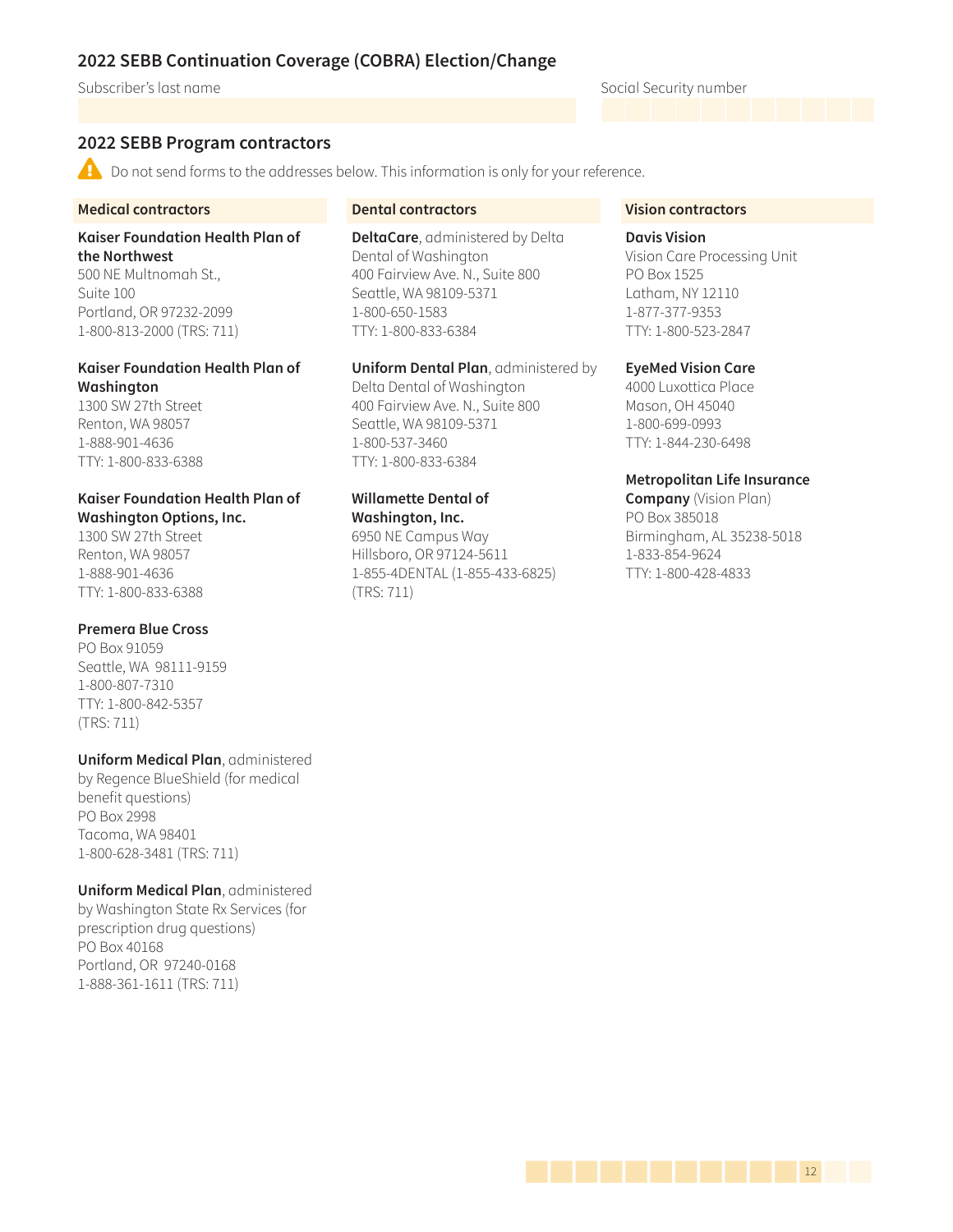## 2022 SEBB Continuation Coverage (COBRA) Election/Change

Subscriber's last name

Social Security number

## 2022 SEBB Program contractors

⚠ Do not send forms to the addresses below. This information is only for your reference.

### Medical contractors

**Kaiser Foundation Health Plan of the Northwest**
500 NE Multnomah St., Suite 100
Portland, OR 97232-2099
1-800-813-2000 (TRS: 711)

**Kaiser Foundation Health Plan of Washington**
1300 SW 27th Street
Renton, WA 98057
1-888-901-4636
TTY: 1-800-833-6388

**Kaiser Foundation Health Plan of Washington Options, Inc.**
1300 SW 27th Street
Renton, WA 98057
1-888-901-4636
TTY: 1-800-833-6388

**Premera Blue Cross**
PO Box 91059
Seattle, WA 98111-9159
1-800-807-7310
TTY: 1-800-842-5357
(TRS: 711)

**Uniform Medical Plan**, administered by Regence BlueShield (for medical benefit questions)
PO Box 2998
Tacoma, WA 98401
1-800-628-3481 (TRS: 711)

**Uniform Medical Plan**, administered by Washington State Rx Services (for prescription drug questions)
PO Box 40168
Portland, OR 97240-0168
1-888-361-1611 (TRS: 711)

### Dental contractors

**DeltaCare**, administered by Delta Dental of Washington
400 Fairview Ave. N., Suite 800
Seattle, WA 98109-5371
1-800-650-1583
TTY: 1-800-833-6384

**Uniform Dental Plan**, administered by Delta Dental of Washington
400 Fairview Ave. N., Suite 800
Seattle, WA 98109-5371
1-800-537-3460
TTY: 1-800-833-6384

**Willamette Dental of Washington, Inc.**
6950 NE Campus Way
Hillsboro, OR 97124-5611
1-855-4DENTAL (1-855-433-6825)
(TRS: 711)

### Vision contractors

**Davis Vision**
Vision Care Processing Unit
PO Box 1525
Latham, NY 12110
1-877-377-9353
TTY: 1-800-523-2847

**EyeMed Vision Care**
4000 Luxottica Place
Mason, OH 45040
1-800-699-0993
TTY: 1-844-230-6498

**Metropolitan Life Insurance Company** (Vision Plan)
PO Box 385018
Birmingham, AL 35238-5018
1-833-854-9624
TTY: 1-800-428-4833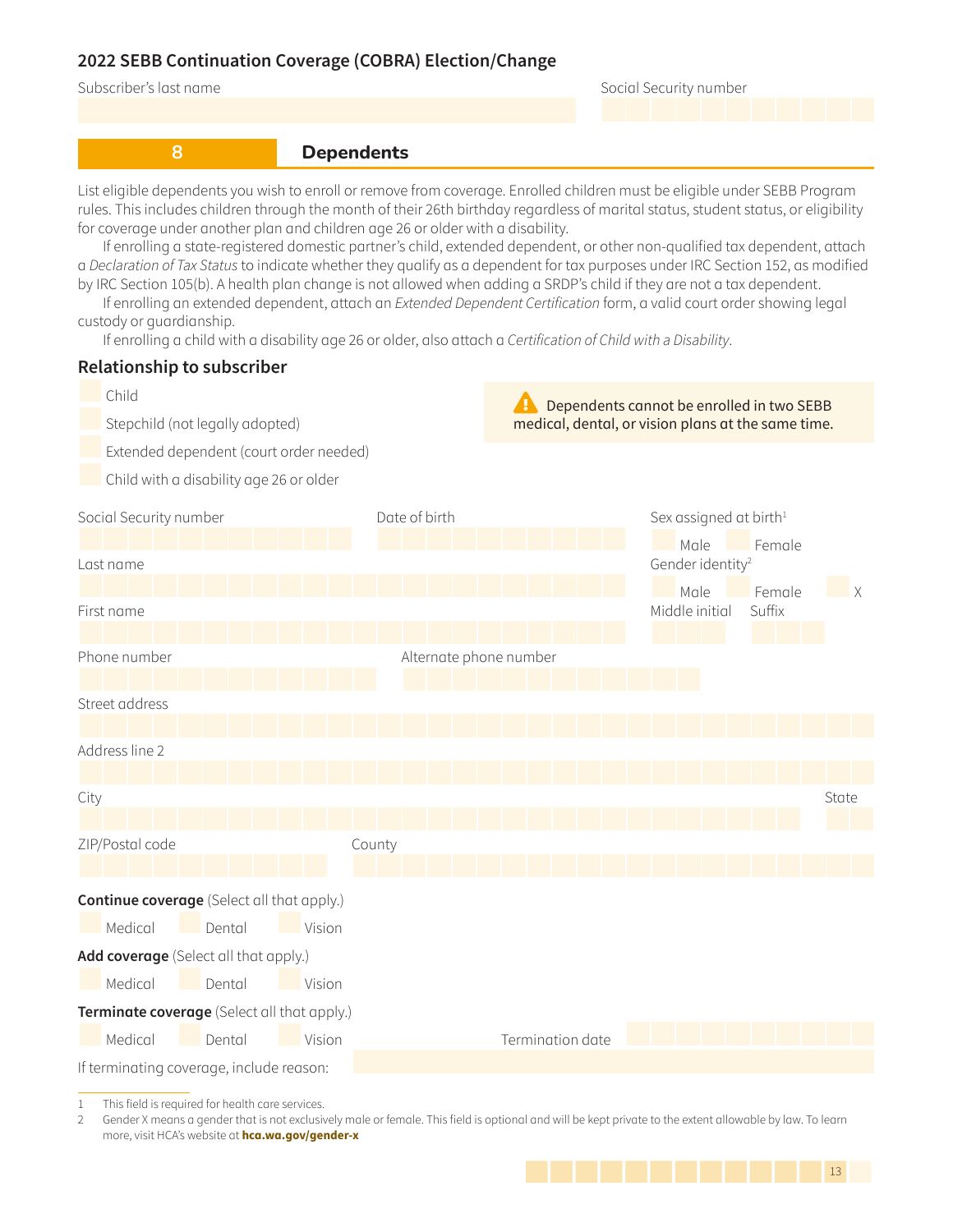## 2022 SEBB Continuation Coverage (COBRA) Election/Change

Subscriber's last name

Social Security number

## 8 Dependents

List eligible dependents you wish to enroll or remove from coverage. Enrolled children must be eligible under SEBB Program rules. This includes children through the month of their 26th birthday regardless of marital status, student status, or eligibility for coverage under another plan and children age 26 or older with a disability.

If enrolling a state-registered domestic partner's child, extended dependent, or other non-qualified tax dependent, attach a *Declaration of Tax Status* to indicate whether they qualify as a dependent for tax purposes under IRC Section 152, as modified by IRC Section 105(b). A health plan change is not allowed when adding a SRDP's child if they are not a tax dependent.

If enrolling an extended dependent, attach an *Extended Dependent Certification* form, a valid court order showing legal custody or guardianship.

If enrolling a child with a disability age 26 or older, also attach a *Certification of Child with a Disability*.

### Relationship to subscriber

- Child
- Stepchild (not legally adopted)
- Extended dependent (court order needed)
- Child with a disability age 26 or older

⚠ Dependents cannot be enrolled in two SEBB medical, dental, or vision plans at the same time.

Social Security number

Date of birth

Sex assigned at birth[1]
- Male
- Female

Last name

Gender identity[2]
- Male
- Female
- X

First name

Middle initial

Suffix

Phone number

Alternate phone number

Street address

Address line 2

City

State

ZIP/Postal code

County

**Continue coverage** (Select all that apply.)
- Medical
- Dental
- Vision

**Add coverage** (Select all that apply.)
- Medical
- Dental
- Vision

**Terminate coverage** (Select all that apply.)
- Medical
- Dental
- Vision

Termination date

If terminating coverage, include reason:

1 This field is required for health care services.

2 Gender X means a gender that is not exclusively male or female. This field is optional and will be kept private to the extent allowable by law. To learn more, visit HCA's website at **hca.wa.gov/gender-x**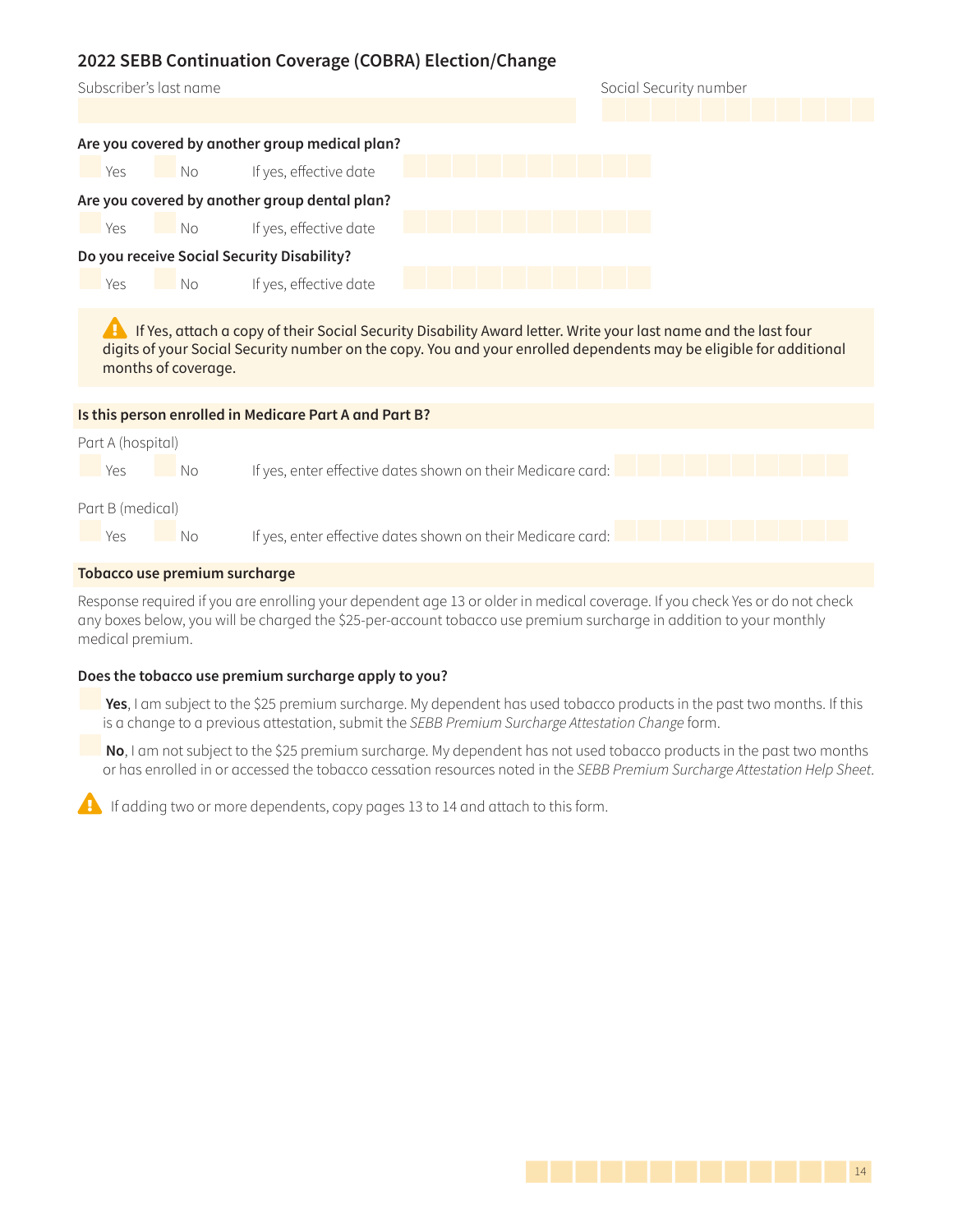## 2022 SEBB Continuation Coverage (COBRA) Election/Change

Subscriber's last name

Social Security number

**Are you covered by another group medical plan?**

☐ Yes ☐ No If yes, effective date

**Are you covered by another group dental plan?**

☐ Yes ☐ No If yes, effective date

**Do you receive Social Security Disability?**

☐ Yes ☐ No If yes, effective date

⚠ If Yes, attach a copy of their Social Security Disability Award letter. Write your last name and the last four digits of your Social Security number on the copy. You and your enrolled dependents may be eligible for additional months of coverage.

**Is this person enrolled in Medicare Part A and Part B?**

Part A (hospital)

☐ Yes ☐ No If yes, enter effective dates shown on their Medicare card:

Part B (medical)

☐ Yes ☐ No If yes, enter effective dates shown on their Medicare card:

**Tobacco use premium surcharge**

Response required if you are enrolling your dependent age 13 or older in medical coverage. If you check Yes or do not check any boxes below, you will be charged the $25-per-account tobacco use premium surcharge in addition to your monthly medical premium.

**Does the tobacco use premium surcharge apply to you?**

☐ **Yes**, I am subject to the $25 premium surcharge. My dependent has used tobacco products in the past two months. If this is a change to a previous attestation, submit the *SEBB Premium Surcharge Attestation Change* form.

☐ **No**, I am not subject to the $25 premium surcharge. My dependent has not used tobacco products in the past two months or has enrolled in or accessed the tobacco cessation resources noted in the *SEBB Premium Surcharge Attestation Help Sheet*.

⚠ If adding two or more dependents, copy pages 13 to 14 and attach to this form.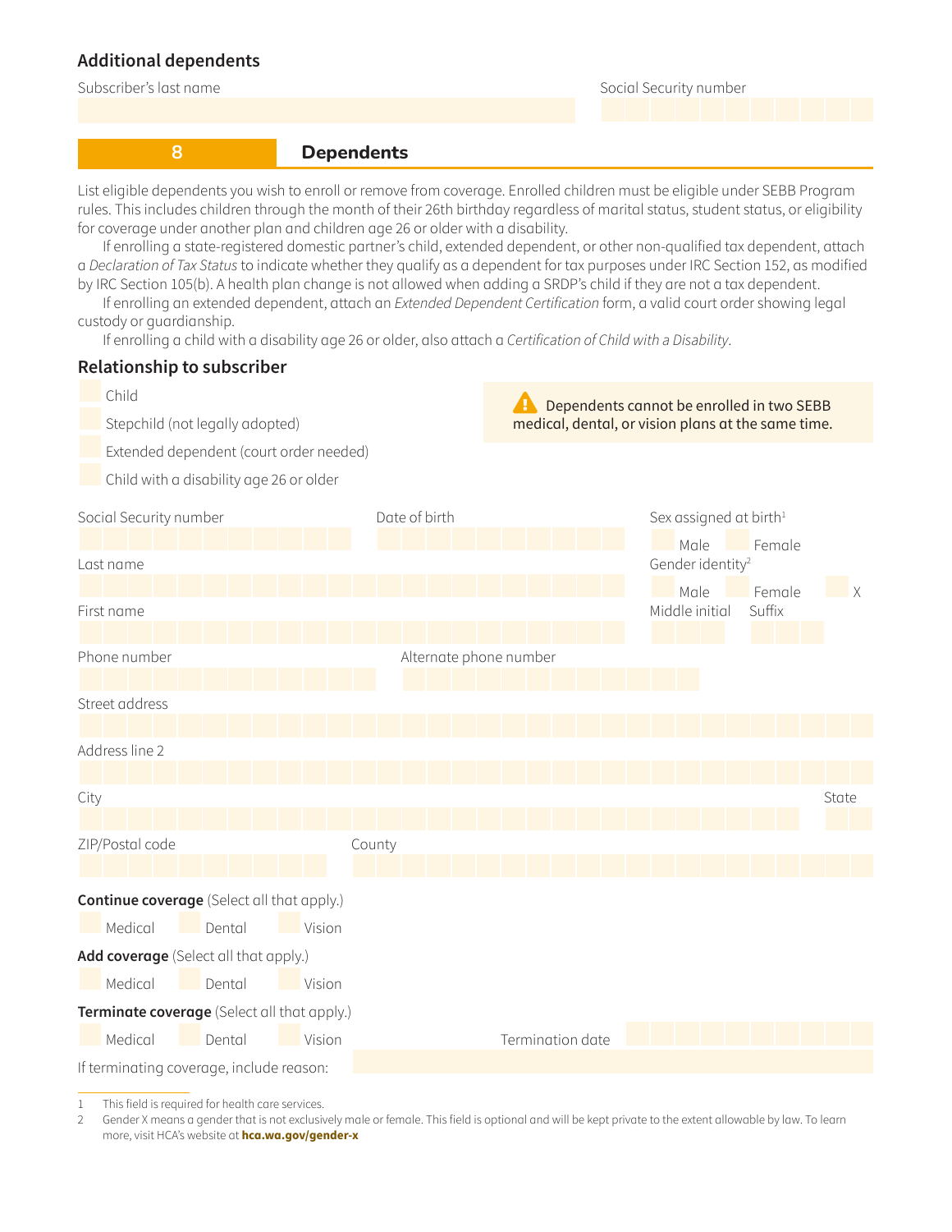## Additional dependents

Subscriber's last name

Social Security number

## 8 Dependents

List eligible dependents you wish to enroll or remove from coverage. Enrolled children must be eligible under SEBB Program rules. This includes children through the month of their 26th birthday regardless of marital status, student status, or eligibility for coverage under another plan and children age 26 or older with a disability.

If enrolling a state-registered domestic partner's child, extended dependent, or other non-qualified tax dependent, attach a *Declaration of Tax Status* to indicate whether they qualify as a dependent for tax purposes under IRC Section 152, as modified by IRC Section 105(b). A health plan change is not allowed when adding a SRDP's child if they are not a tax dependent.

If enrolling an extended dependent, attach an *Extended Dependent Certification* form, a valid court order showing legal custody or guardianship.

If enrolling a child with a disability age 26 or older, also attach a *Certification of Child with a Disability*.

### Relationship to subscriber

- Child
- Stepchild (not legally adopted)
- Extended dependent (court order needed)
- Child with a disability age 26 or older

⚠ Dependents cannot be enrolled in two SEBB medical, dental, or vision plans at the same time.

Social Security number

Date of birth

Sex assigned at birth[1]
- Male
- Female

Last name

Gender identity[2]
- Male
- Female
- X

First name

Middle initial

Suffix

Phone number

Alternate phone number

Street address

Address line 2

City

State

ZIP/Postal code

County

**Continue coverage** (Select all that apply.)
- Medical
- Dental
- Vision

**Add coverage** (Select all that apply.)
- Medical
- Dental
- Vision

**Terminate coverage** (Select all that apply.)
- Medical
- Dental
- Vision

Termination date

If terminating coverage, include reason:

1 This field is required for health care services.

2 Gender X means a gender that is not exclusively male or female. This field is optional and will be kept private to the extent allowable by law. To learn more, visit HCA's website at **hca.wa.gov/gender-x**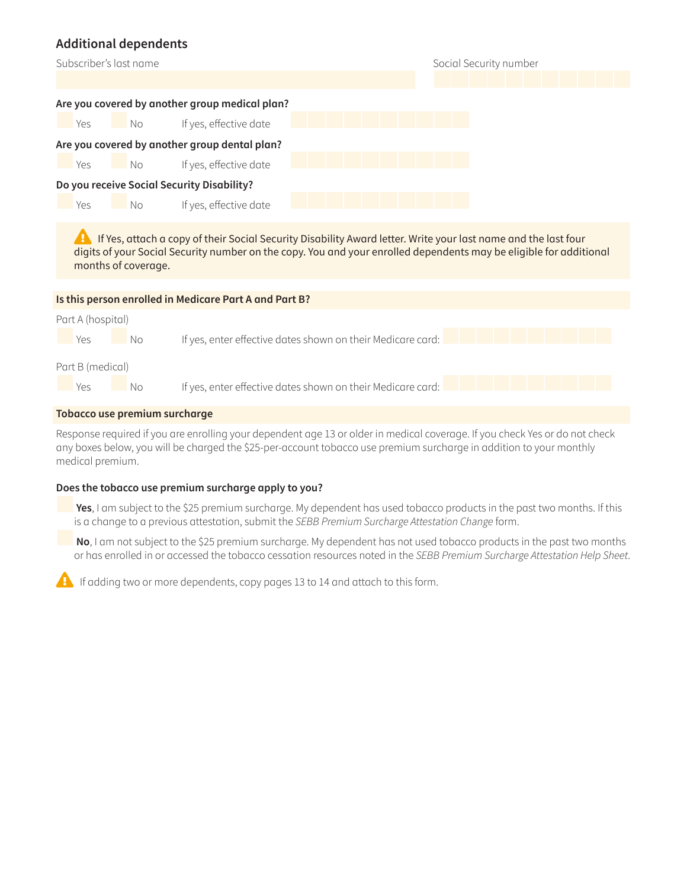## Additional dependents

Subscriber's last name

Social Security number

**Are you covered by another group medical plan?**

Yes No If yes, effective date

**Are you covered by another group dental plan?**

Yes No If yes, effective date

**Do you receive Social Security Disability?**

Yes No If yes, effective date

⚠ If Yes, attach a copy of their Social Security Disability Award letter. Write your last name and the last four digits of your Social Security number on the copy. You and your enrolled dependents may be eligible for additional months of coverage.

**Is this person enrolled in Medicare Part A and Part B?**

Part A (hospital)

Yes No If yes, enter effective dates shown on their Medicare card:

Part B (medical)

Yes No If yes, enter effective dates shown on their Medicare card:

**Tobacco use premium surcharge**

Response required if you are enrolling your dependent age 13 or older in medical coverage. If you check Yes or do not check any boxes below, you will be charged the $25-per-account tobacco use premium surcharge in addition to your monthly medical premium.

**Does the tobacco use premium surcharge apply to you?**

**Yes**, I am subject to the $25 premium surcharge. My dependent has used tobacco products in the past two months. If this is a change to a previous attestation, submit the *SEBB Premium Surcharge Attestation Change* form.

**No**, I am not subject to the $25 premium surcharge. My dependent has not used tobacco products in the past two months or has enrolled in or accessed the tobacco cessation resources noted in the *SEBB Premium Surcharge Attestation Help Sheet*.

⚠ If adding two or more dependents, copy pages 13 to 14 and attach to this form.